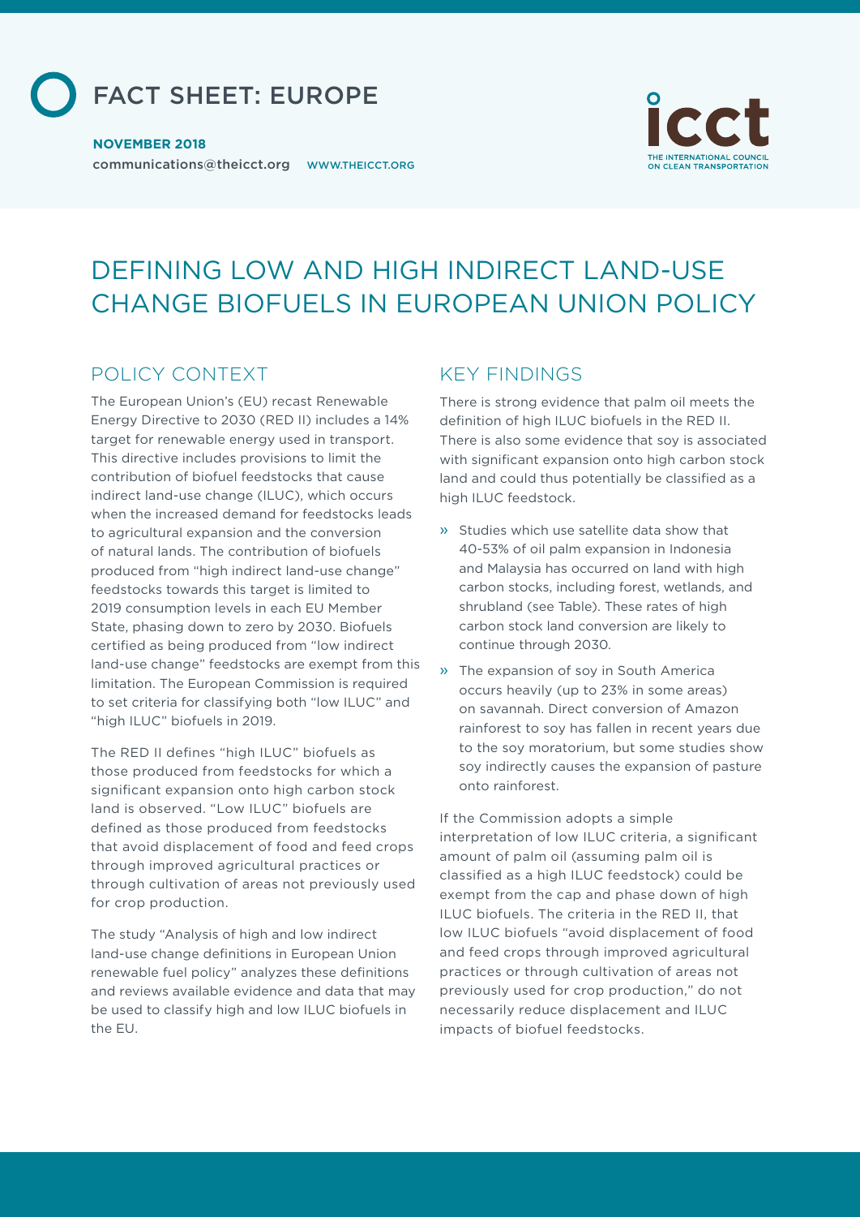# FACT SHEET: EUROPE

**NOVEMBER 2018**

communications@theicct.org WWW.THEICCT.ORG

# DEFINING LOW AND HIGH INDIRECT LAND-USE CHANGE BIOFUELS IN EUROPEAN UNION POLICY

## POLICY CONTEXT

The European Union's (EU) recast Renewable Energy Directive to 2030 (RED II) includes a 14% target for renewable energy used in transport. This directive includes provisions to limit the contribution of biofuel feedstocks that cause indirect land-use change (ILUC), which occurs when the increased demand for feedstocks leads to agricultural expansion and the conversion of natural lands. The contribution of biofuels produced from "high indirect land-use change" feedstocks towards this target is limited to 2019 consumption levels in each EU Member State, phasing down to zero by 2030. Biofuels certified as being produced from "low indirect land-use change" feedstocks are exempt from this limitation. The European Commission is required to set criteria for classifying both "low ILUC" and "high ILUC" biofuels in 2019.

The RED II defines "high ILUC" biofuels as those produced from feedstocks for which a significant expansion onto high carbon stock land is observed. "Low ILUC" biofuels are defined as those produced from feedstocks that avoid displacement of food and feed crops through improved agricultural practices or through cultivation of areas not previously used for crop production.

The study "Analysis of high and low indirect land-use change definitions in European Union renewable fuel policy" analyzes these definitions and reviews available evidence and data that may be used to classify high and low ILUC biofuels in the EU.

## KEY FINDINGS

There is strong evidence that palm oil meets the definition of high ILUC biofuels in the RED II. There is also some evidence that soy is associated with significant expansion onto high carbon stock land and could thus potentially be classified as a high ILUC feedstock.

- Studies which use satellite data show that 40-53% of oil palm expansion in Indonesia and Malaysia has occurred on land with high carbon stocks, including forest, wetlands, and shrubland (see Table). These rates of high carbon stock land conversion are likely to continue through 2030.
- The expansion of soy in South America occurs heavily (up to 23% in some areas) on savannah. Direct conversion of Amazon rainforest to soy has fallen in recent years due to the soy moratorium, but some studies show soy indirectly causes the expansion of pasture onto rainforest.

If the Commission adopts a simple interpretation of low ILUC criteria, a significant amount of palm oil (assuming palm oil is classified as a high ILUC feedstock) could be exempt from the cap and phase down of high ILUC biofuels. The criteria in the RED II, that low ILUC biofuels "avoid displacement of food and feed crops through improved agricultural practices or through cultivation of areas not previously used for crop production," do not necessarily reduce displacement and ILUC impacts of biofuel feedstocks.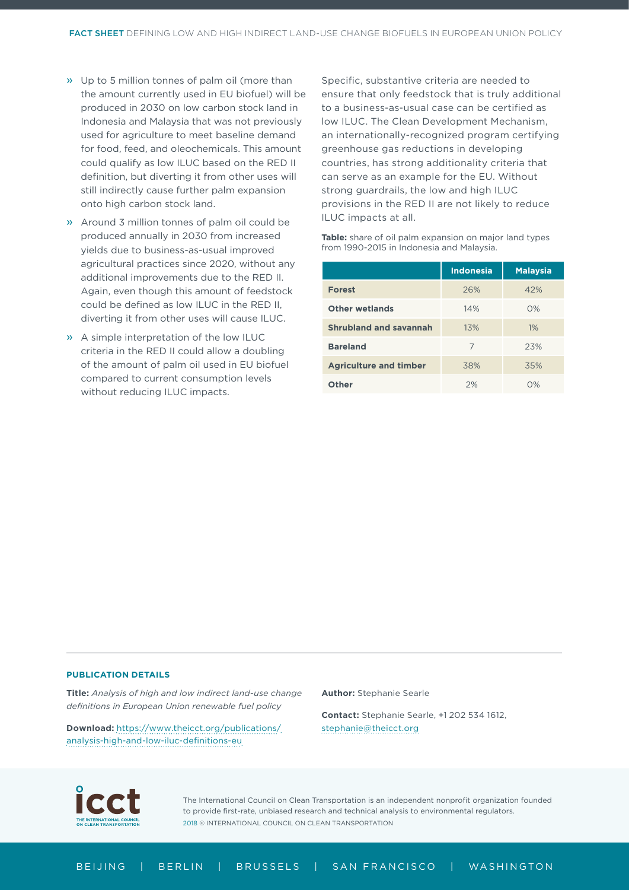- Up to 5 million tonnes of palm oil (more than the amount currently used in EU biofuel) will be produced in 2030 on low carbon stock land in Indonesia and Malaysia that was not previously used for agriculture to meet baseline demand for food, feed, and oleochemicals. This amount could qualify as low ILUC based on the RED II definition, but diverting it from other uses will still indirectly cause further palm expansion onto high carbon stock land.
- Around 3 million tonnes of palm oil could be produced annually in 2030 from increased yields due to business-as-usual improved agricultural practices since 2020, without any additional improvements due to the RED II. Again, even though this amount of feedstock could be defined as low ILUC in the RED II, diverting it from other uses will cause ILUC.
- A simple interpretation of the low ILUC criteria in the RED II could allow a doubling of the amount of palm oil used in EU biofuel compared to current consumption levels without reducing ILUC impacts.

Specific, substantive criteria are needed to ensure that only feedstock that is truly additional to a business-as-usual case can be certified as low ILUC. The Clean Development Mechanism, an internationally-recognized program certifying greenhouse gas reductions in developing countries, has strong additionality criteria that can serve as an example for the EU. Without strong guardrails, the low and high ILUC provisions in the RED II are not likely to reduce ILUC impacts at all.

**Table:** share of oil palm expansion on major land types from 1990-2015 in Indonesia and Malaysia.

| | Indonesia | Malaysia |
|---|---|---|
| **Forest** | 26% | 42% |
| **Other wetlands** | 14% | 0% |
| **Shrubland and savannah** | 13% | 1% |
| **Bareland** | 7 | 23% |
| **Agriculture and timber** | 38% | 35% |
| **Other** | 2% | 0% |

**PUBLICATION DETAILS**

**Title:** *Analysis of high and low indirect land-use change definitions in European Union renewable fuel policy*

**Download:** https://www.theicct.org/publications/analysis-high-and-low-iluc-definitions-eu

**Author:** Stephanie Searle

**Contact:** Stephanie Searle, +1 202 534 1612, stephanie@theicct.org

The International Council on Clean Transportation is an independent nonprofit organization founded to provide first-rate, unbiased research and technical analysis to environmental regulators.
2018 © INTERNATIONAL COUNCIL ON CLEAN TRANSPORTATION

BEIJING | BERLIN | BRUSSELS | SAN FRANCISCO | WASHINGTON